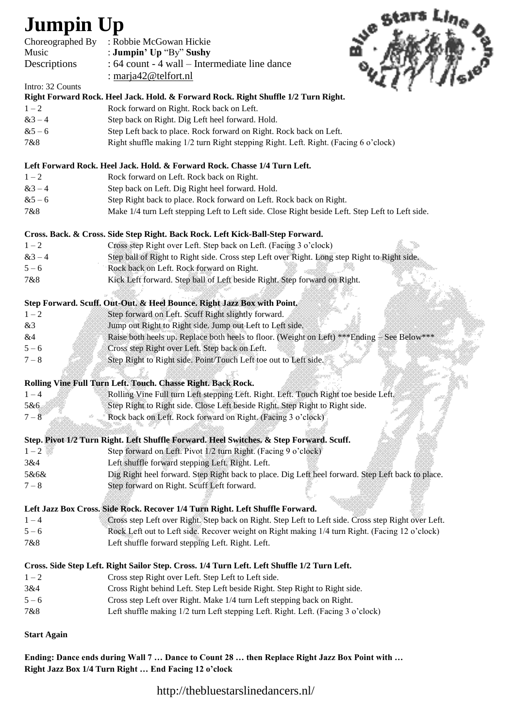# Jumpin Up

Choreographed By : Robbie McGowan Hickie
Music : **Jumpin' Up** "By" **Sushy**
Descriptions : 64 count - 4 wall – Intermediate line dance
: marja42@telfort.nl

Intro: 32 Counts

**Right Forward Rock. Heel Jack. Hold. & Forward Rock. Right Shuffle 1/2 Turn Right.**

| | |
|---|---|
| 1 – 2 | Rock forward on Right. Rock back on Left. |
| &3 – 4 | Step back on Right. Dig Left heel forward. Hold. |
| &5 – 6 | Step Left back to place. Rock forward on Right. Rock back on Left. |
| 7&8 | Right shuffle making 1/2 turn Right stepping Right. Left. Right. (Facing 6 o'clock) |

**Left Forward Rock. Heel Jack. Hold. & Forward Rock. Chasse 1/4 Turn Left.**

| | |
|---|---|
| 1 – 2 | Rock forward on Left. Rock back on Right. |
| &3 – 4 | Step back on Left. Dig Right heel forward. Hold. |
| &5 – 6 | Step Right back to place. Rock forward on Left. Rock back on Right. |
| 7&8 | Make 1/4 turn Left stepping Left to Left side. Close Right beside Left. Step Left to Left side. |

**Cross. Back. & Cross. Side Step Right. Back Rock. Left Kick-Ball-Step Forward.**

| | |
|---|---|
| 1 – 2 | Cross step Right over Left. Step back on Left. (Facing 3 o'clock) |
| &3 – 4 | Step ball of Right to Right side. Cross step Left over Right. Long step Right to Right side. |
| 5 – 6 | Rock back on Left. Rock forward on Right. |
| 7&8 | Kick Left forward. Step ball of Left beside Right. Step forward on Right. |

**Step Forward. Scuff. Out-Out. & Heel Bounce. Right Jazz Box with Point.**

| | |
|---|---|
| 1 – 2 | Step forward on Left. Scuff Right slightly forward. |
| &3 | Jump out Right to Right side. Jump out Left to Left side. |
| &4 | Raise both heels up. Replace both heels to floor. (Weight on Left) ***Ending – See Below*** |
| 5 – 6 | Cross step Right over Left. Step back on Left. |
| 7 – 8 | Step Right to Right side. Point/Touch Left toe out to Left side. |

**Rolling Vine Full Turn Left. Touch. Chasse Right. Back Rock.**

| | |
|---|---|
| 1 – 4 | Rolling Vine Full turn Left stepping Left. Right. Left. Touch Right toe beside Left. |
| 5&6 | Step Right to Right side. Close Left beside Right. Step Right to Right side. |
| 7 – 8 | Rock back on Left. Rock forward on Right. (Facing 3 o'clock) |

**Step. Pivot 1/2 Turn Right. Left Shuffle Forward. Heel Switches. & Step Forward. Scuff.**

| | |
|---|---|
| 1 – 2 | Step forward on Left. Pivot 1/2 turn Right. (Facing 9 o'clock) |
| 3&4 | Left shuffle forward stepping Left. Right. Left. |
| 5&6& | Dig Right heel forward. Step Right back to place. Dig Left heel forward. Step Left back to place. |
| 7 – 8 | Step forward on Right. Scuff Left forward. |

**Left Jazz Box Cross. Side Rock. Recover 1/4 Turn Right. Left Shuffle Forward.**

| | |
|---|---|
| 1 – 4 | Cross step Left over Right. Step back on Right. Step Left to Left side. Cross step Right over Left. |
| 5 – 6 | Rock Left out to Left side. Recover weight on Right making 1/4 turn Right. (Facing 12 o'clock) |
| 7&8 | Left shuffle forward stepping Left. Right. Left. |

**Cross. Side Step Left. Right Sailor Step. Cross. 1/4 Turn Left. Left Shuffle 1/2 Turn Left.**

| | |
|---|---|
| 1 – 2 | Cross step Right over Left. Step Left to Left side. |
| 3&4 | Cross Right behind Left. Step Left beside Right. Step Right to Right side. |
| 5 – 6 | Cross step Left over Right. Make 1/4 turn Left stepping back on Right. |
| 7&8 | Left shuffle making 1/2 turn Left stepping Left. Right. Left. (Facing 3 o'clock) |

**Start Again**

**Ending: Dance ends during Wall 7 … Dance to Count 28 … then Replace Right Jazz Box Point with … Right Jazz Box 1/4 Turn Right … End Facing 12 o'clock**

http://thebluestarslinedancers.nl/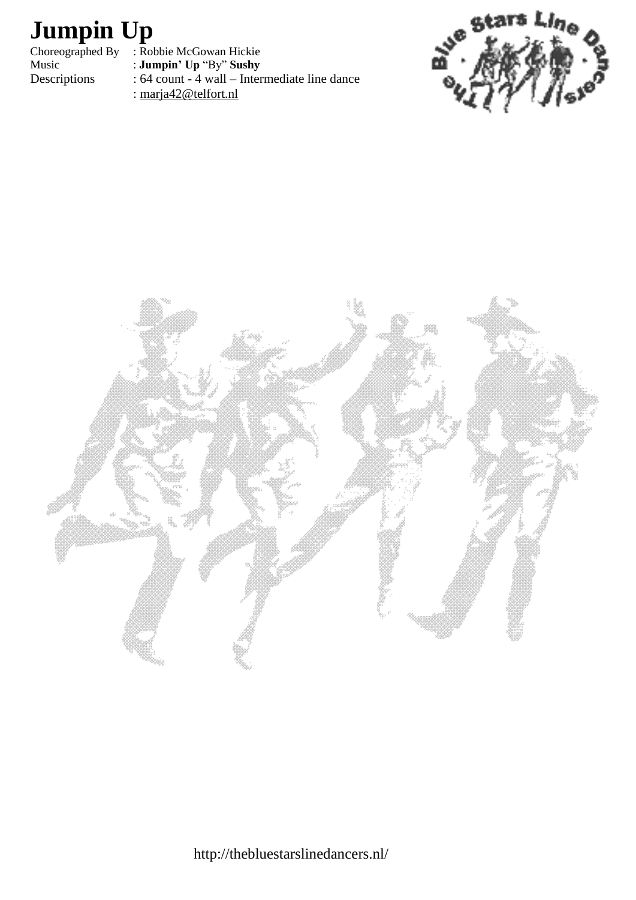# Jumpin Up

Choreographed By : Robbie McGowan Hickie
Music : **Jumpin' Up** "By" **Sushy**
Descriptions : 64 count - 4 wall – Intermediate line dance
: marja42@telfort.nl

http://thebluestarslinedancers.nl/